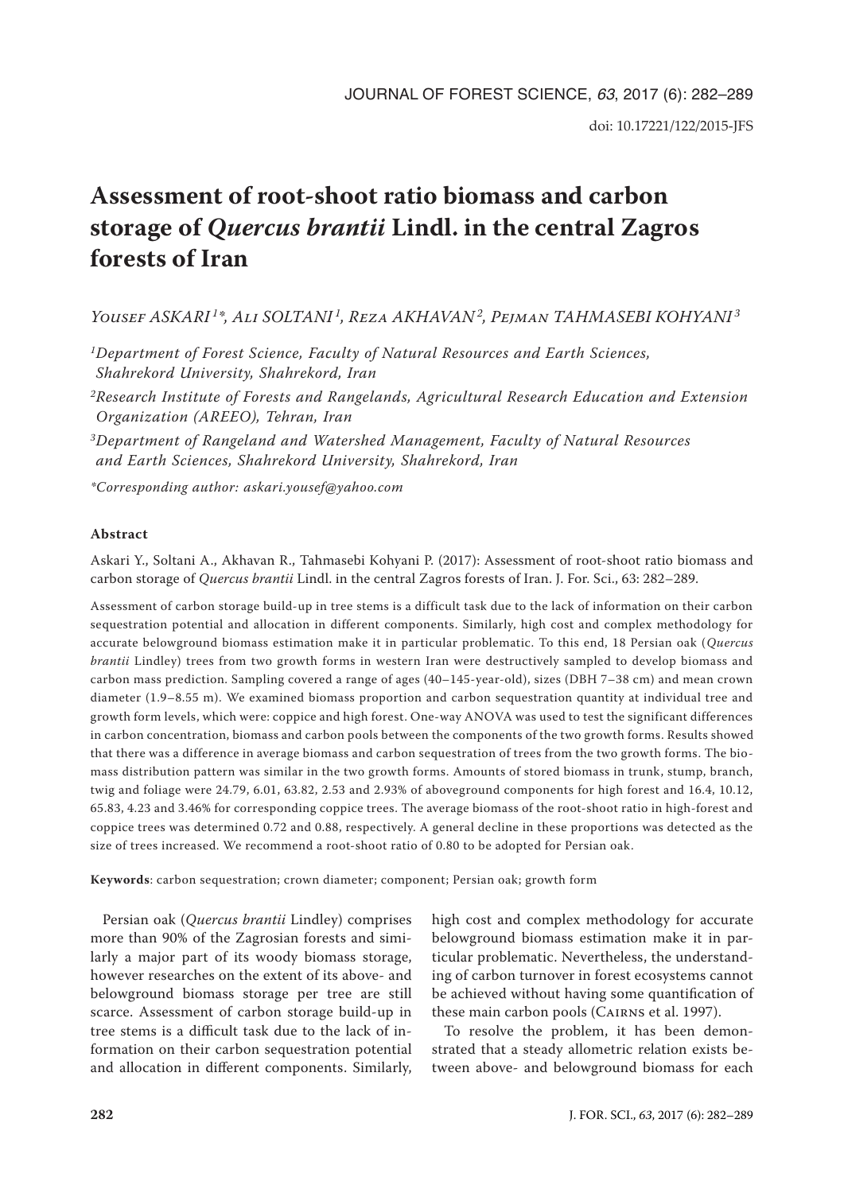doi: 10.17221/122/2015-JFS

# Assessment of root-shoot ratio biomass and carbon storage of *Quercus brantii* Lindl. in the central Zagros forests of Iran

Yousef ASKARI[1]*, Ali SOLTANI[1], Reza AKHAVAN[2], Pejman TAHMASEBI KOHYANI[3]

[1]Department of Forest Science, Faculty of Natural Resources and Earth Sciences, Shahrekord University, Shahrekord, Iran

[2]Research Institute of Forests and Rangelands, Agricultural Research Education and Extension Organization (AREEO), Tehran, Iran

[3]Department of Rangeland and Watershed Management, Faculty of Natural Resources and Earth Sciences, Shahrekord University, Shahrekord, Iran

*Corresponding author: askari.yousef@yahoo.com

**Abstract**

Askari Y., Soltani A., Akhavan R., Tahmasebi Kohyani P. (2017): Assessment of root-shoot ratio biomass and carbon storage of *Quercus brantii* Lindl. in the central Zagros forests of Iran. J. For. Sci., 63: 282–289.

Assessment of carbon storage build-up in tree stems is a difficult task due to the lack of information on their carbon sequestration potential and allocation in different components. Similarly, high cost and complex methodology for accurate belowground biomass estimation make it in particular problematic. To this end, 18 Persian oak (*Quercus brantii* Lindley) trees from two growth forms in western Iran were destructively sampled to develop biomass and carbon mass prediction. Sampling covered a range of ages (40–145-year-old), sizes (DBH 7–38 cm) and mean crown diameter (1.9–8.55 m). We examined biomass proportion and carbon sequestration quantity at individual tree and growth form levels, which were: coppice and high forest. One-way ANOVA was used to test the significant differences in carbon concentration, biomass and carbon pools between the components of the two growth forms. Results showed that there was a difference in average biomass and carbon sequestration of trees from the two growth forms. The biomass distribution pattern was similar in the two growth forms. Amounts of stored biomass in trunk, stump, branch, twig and foliage were 24.79, 6.01, 63.82, 2.53 and 2.93% of aboveground components for high forest and 16.4, 10.12, 65.83, 4.23 and 3.46% for corresponding coppice trees. The average biomass of the root-shoot ratio in high-forest and coppice trees was determined 0.72 and 0.88, respectively. A general decline in these proportions was detected as the size of trees increased. We recommend a root-shoot ratio of 0.80 to be adopted for Persian oak.

**Keywords**: carbon sequestration; crown diameter; component; Persian oak; growth form

Persian oak (*Quercus brantii* Lindley) comprises more than 90% of the Zagrosian forests and similarly a major part of its woody biomass storage, however researches on the extent of its above- and belowground biomass storage per tree are still scarce. Assessment of carbon storage build-up in tree stems is a difficult task due to the lack of information on their carbon sequestration potential and allocation in different components. Similarly, high cost and complex methodology for accurate belowground biomass estimation make it in particular problematic. Nevertheless, the understanding of carbon turnover in forest ecosystems cannot be achieved without having some quantification of these main carbon pools (Cairns et al. 1997).

To resolve the problem, it has been demonstrated that a steady allometric relation exists between above- and belowground biomass for each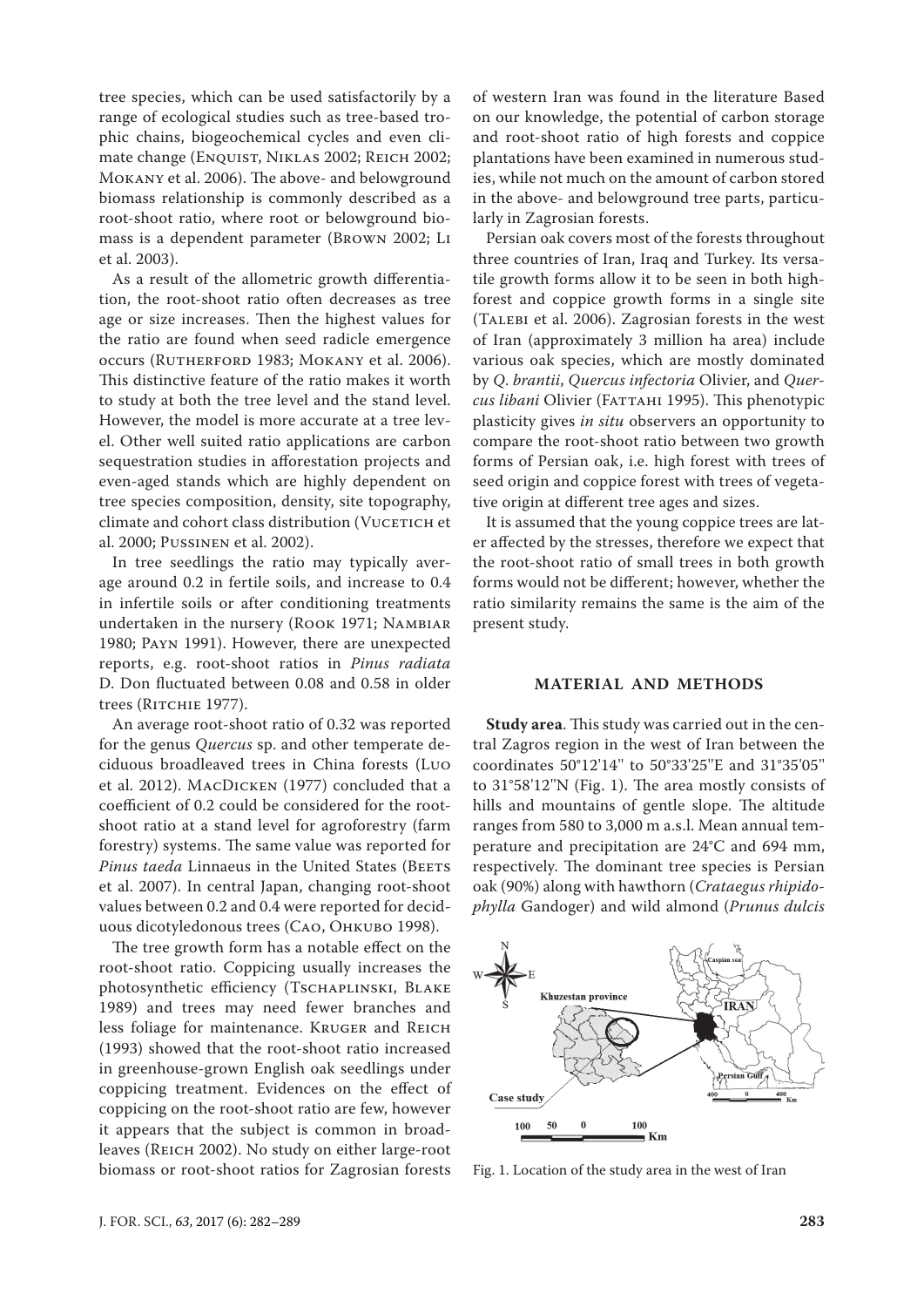tree species, which can be used satisfactorily by a range of ecological studies such as tree-based trophic chains, biogeochemical cycles and even climate change (Enquist, Niklas 2002; Reich 2002; Mokany et al. 2006). The above- and belowground biomass relationship is commonly described as a root-shoot ratio, where root or belowground biomass is a dependent parameter (Brown 2002; Li et al. 2003).

As a result of the allometric growth differentiation, the root-shoot ratio often decreases as tree age or size increases. Then the highest values for the ratio are found when seed radicle emergence occurs (Rutherford 1983; Mokany et al. 2006). This distinctive feature of the ratio makes it worth to study at both the tree level and the stand level. However, the model is more accurate at a tree level. Other well suited ratio applications are carbon sequestration studies in afforestation projects and even-aged stands which are highly dependent on tree species composition, density, site topography, climate and cohort class distribution (Vucetich et al. 2000; Pussinen et al. 2002).

In tree seedlings the ratio may typically average around 0.2 in fertile soils, and increase to 0.4 in infertile soils or after conditioning treatments undertaken in the nursery (Rook 1971; Nambiar 1980; Payn 1991). However, there are unexpected reports, e.g. root-shoot ratios in *Pinus radiata* D. Don fluctuated between 0.08 and 0.58 in older trees (Ritchie 1977).

An average root-shoot ratio of 0.32 was reported for the genus *Quercus* sp. and other temperate deciduous broadleaved trees in China forests (Luo et al. 2012). MacDicken (1977) concluded that a coefficient of 0.2 could be considered for the root-shoot ratio at a stand level for agroforestry (farm forestry) systems. The same value was reported for *Pinus taeda* Linnaeus in the United States (Beets et al. 2007). In central Japan, changing root-shoot values between 0.2 and 0.4 were reported for deciduous dicotyledonous trees (Cao, Ohkubo 1998).

The tree growth form has a notable effect on the root-shoot ratio. Coppicing usually increases the photosynthetic efficiency (Tschaplinski, Blake 1989) and trees may need fewer branches and less foliage for maintenance. Kruger and Reich (1993) showed that the root-shoot ratio increased in greenhouse-grown English oak seedlings under coppicing treatment. Evidences on the effect of coppicing on the root-shoot ratio are few, however it appears that the subject is common in broadleaves (Reich 2002). No study on either large-root biomass or root-shoot ratios for Zagrosian forests of western Iran was found in the literature Based on our knowledge, the potential of carbon storage and root-shoot ratio of high forests and coppice plantations have been examined in numerous studies, while not much on the amount of carbon stored in the above- and belowground tree parts, particularly in Zagrosian forests.

Persian oak covers most of the forests throughout three countries of Iran, Iraq and Turkey. Its versatile growth forms allow it to be seen in both high-forest and coppice growth forms in a single site (Talebi et al. 2006). Zagrosian forests in the west of Iran (approximately 3 million ha area) include various oak species, which are mostly dominated by *Q. brantii*, *Quercus infectoria* Olivier, and *Quercus libani* Olivier (Fattahi 1995). This phenotypic plasticity gives *in situ* observers an opportunity to compare the root-shoot ratio between two growth forms of Persian oak, i.e. high forest with trees of seed origin and coppice forest with trees of vegetative origin at different tree ages and sizes.

It is assumed that the young coppice trees are later affected by the stresses, therefore we expect that the root-shoot ratio of small trees in both growth forms would not be different; however, whether the ratio similarity remains the same is the aim of the present study.

## MATERIAL AND METHODS

**Study area**. This study was carried out in the central Zagros region in the west of Iran between the coordinates 50°12'14" to 50°33'25"E and 31°35'05" to 31°58'12"N (Fig. 1). The area mostly consists of hills and mountains of gentle slope. The altitude ranges from 580 to 3,000 m a.s.l. Mean annual temperature and precipitation are 24°C and 694 mm, respectively. The dominant tree species is Persian oak (90%) along with hawthorn (*Crataegus rhipidophylla* Gandoger) and wild almond (*Prunus dulcis*

Fig. 1. Location of the study area in the west of Iran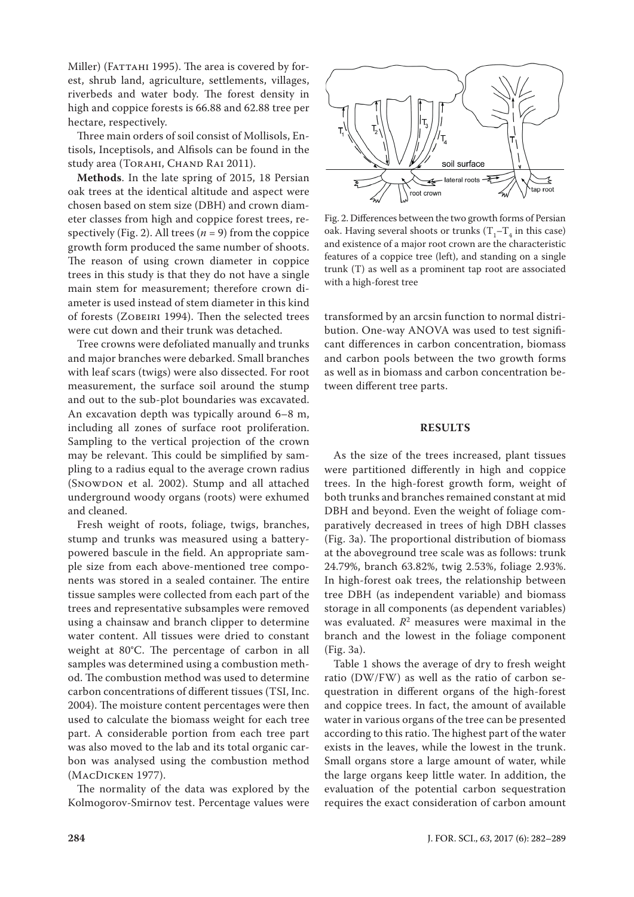Miller) (Fattahi 1995). The area is covered by forest, shrub land, agriculture, settlements, villages, riverbeds and water body. The forest density in high and coppice forests is 66.88 and 62.88 tree per hectare, respectively.

Three main orders of soil consist of Mollisols, Entisols, Inceptisols, and Alfisols can be found in the study area (Torahi, Chand Rai 2011).

**Methods**. In the late spring of 2015, 18 Persian oak trees at the identical altitude and aspect were chosen based on stem size (DBH) and crown diameter classes from high and coppice forest trees, respectively (Fig. 2). All trees ($n = 9$) from the coppice growth form produced the same number of shoots. The reason of using crown diameter in coppice trees in this study is that they do not have a single main stem for measurement; therefore crown diameter is used instead of stem diameter in this kind of forests (Zobeiri 1994). Then the selected trees were cut down and their trunk was detached.

Tree crowns were defoliated manually and trunks and major branches were debarked. Small branches with leaf scars (twigs) were also dissected. For root measurement, the surface soil around the stump and out to the sub-plot boundaries was excavated. An excavation depth was typically around 6–8 m, including all zones of surface root proliferation. Sampling to the vertical projection of the crown may be relevant. This could be simplified by sampling to a radius equal to the average crown radius (Snowdon et al. 2002). Stump and all attached underground woody organs (roots) were exhumed and cleaned.

Fresh weight of roots, foliage, twigs, branches, stump and trunks was measured using a battery-powered bascule in the field. An appropriate sample size from each above-mentioned tree components was stored in a sealed container. The entire tissue samples were collected from each part of the trees and representative subsamples were removed using a chainsaw and branch clipper to determine water content. All tissues were dried to constant weight at 80°C. The percentage of carbon in all samples was determined using a combustion method. The combustion method was used to determine carbon concentrations of different tissues (TSI, Inc. 2004). The moisture content percentages were then used to calculate the biomass weight for each tree part. A considerable portion from each tree part was also moved to the lab and its total organic carbon was analysed using the combustion method (MacDicken 1977).

The normality of the data was explored by the Kolmogorov-Smirnov test. Percentage values were transformed by an arcsin function to normal distribution. One-way ANOVA was used to test significant differences in carbon concentration, biomass and carbon pools between the two growth forms as well as in biomass and carbon concentration between different tree parts.

Fig. 2. Differences between the two growth forms of Persian oak. Having several shoots or trunks ($T_1$–$T_4$ in this case) and existence of a major root crown are the characteristic features of a coppice tree (left), and standing on a single trunk (T) as well as a prominent tap root are associated with a high-forest tree

## RESULTS

As the size of the trees increased, plant tissues were partitioned differently in high and coppice trees. In the high-forest growth form, weight of both trunks and branches remained constant at mid DBH and beyond. Even the weight of foliage comparatively decreased in trees of high DBH classes (Fig. 3a). The proportional distribution of biomass at the aboveground tree scale was as follows: trunk 24.79%, branch 63.82%, twig 2.53%, foliage 2.93%. In high-forest oak trees, the relationship between tree DBH (as independent variable) and biomass storage in all components (as dependent variables) was evaluated. $R^2$ measures were maximal in the branch and the lowest in the foliage component (Fig. 3a).

Table 1 shows the average of dry to fresh weight ratio (DW/FW) as well as the ratio of carbon sequestration in different organs of the high-forest and coppice trees. In fact, the amount of available water in various organs of the tree can be presented according to this ratio. The highest part of the water exists in the leaves, while the lowest in the trunk. Small organs store a large amount of water, while the large organs keep little water. In addition, the evaluation of the potential carbon sequestration requires the exact consideration of carbon amount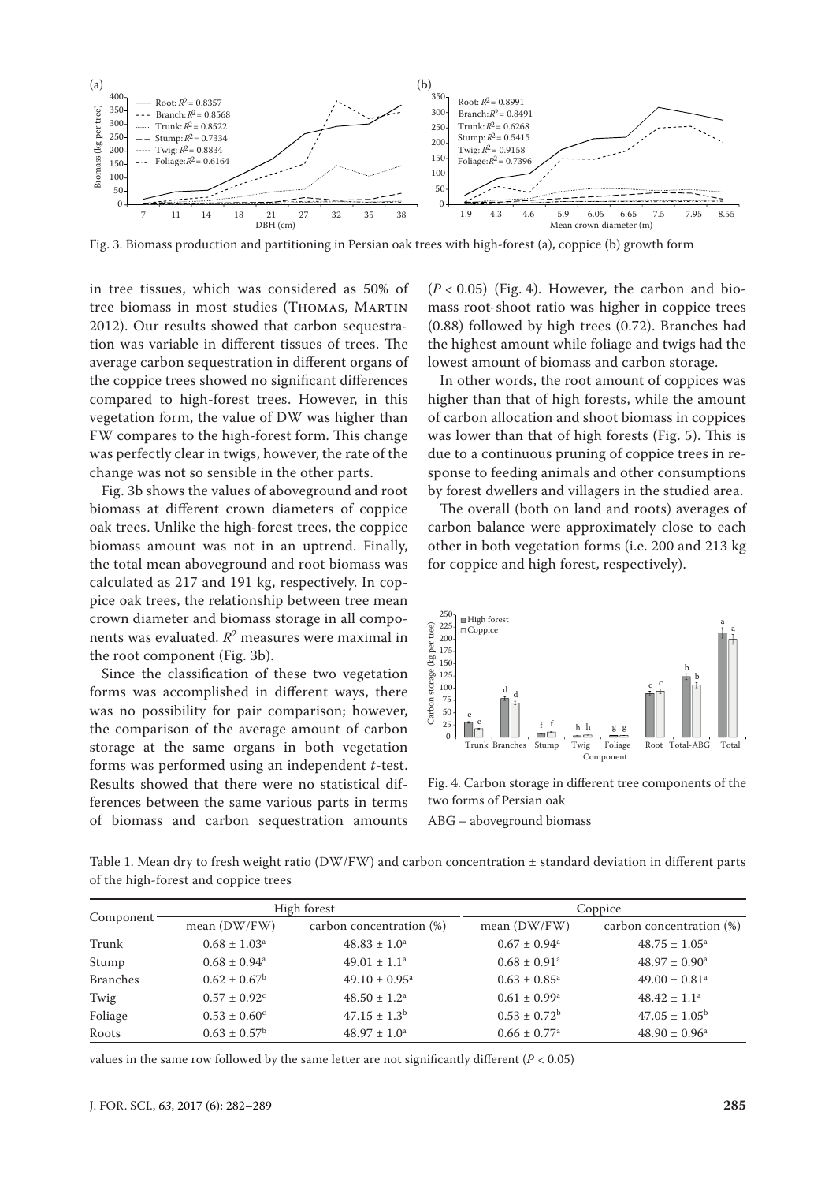Fig. 3. Biomass production and partitioning in Persian oak trees with high-forest (a), coppice (b) growth form

in tree tissues, which was considered as 50% of tree biomass in most studies (Thomas, Martin 2012). Our results showed that carbon sequestration was variable in different tissues of trees. The average carbon sequestration in different organs of the coppice trees showed no significant differences compared to high-forest trees. However, in this vegetation form, the value of DW was higher than FW compares to the high-forest form. This change was perfectly clear in twigs, however, the rate of the change was not so sensible in the other parts.

Fig. 3b shows the values of aboveground and root biomass at different crown diameters of coppice oak trees. Unlike the high-forest trees, the coppice biomass amount was not in an uptrend. Finally, the total mean aboveground and root biomass was calculated as 217 and 191 kg, respectively. In coppice oak trees, the relationship between tree mean crown diameter and biomass storage in all components was evaluated. $R^2$ measures were maximal in the root component (Fig. 3b).

Since the classification of these two vegetation forms was accomplished in different ways, there was no possibility for pair comparison; however, the comparison of the average amount of carbon storage at the same organs in both vegetation forms was performed using an independent *t*-test. Results showed that there were no statistical differences between the same various parts in terms of biomass and carbon sequestration amounts ($P < 0.05$) (Fig. 4). However, the carbon and biomass root-shoot ratio was higher in coppice trees (0.88) followed by high trees (0.72). Branches had the highest amount while foliage and twigs had the lowest amount of biomass and carbon storage.

In other words, the root amount of coppices was higher than that of high forests, while the amount of carbon allocation and shoot biomass in coppices was lower than that of high forests (Fig. 5). This is due to a continuous pruning of coppice trees in response to feeding animals and other consumptions by forest dwellers and villagers in the studied area.

The overall (both on land and roots) averages of carbon balance were approximately close to each other in both vegetation forms (i.e. 200 and 213 kg for coppice and high forest, respectively).

Fig. 4. Carbon storage in different tree components of the two forms of Persian oak

ABG – aboveground biomass

Table 1. Mean dry to fresh weight ratio (DW/FW) and carbon concentration ± standard deviation in different parts of the high-forest and coppice trees

| Component | High forest | | Coppice | |
|---|---|---|---|---|
| | mean (DW/FW) | carbon concentration (%) | mean (DW/FW) | carbon concentration (%) |
| Trunk | $0.68 \pm 1.03^{a}$ | $48.83 \pm 1.0^{a}$ | $0.67 \pm 0.94^{a}$ | $48.75 \pm 1.05^{a}$ |
| Stump | $0.68 \pm 0.94^{a}$ | $49.01 \pm 1.1^{a}$ | $0.68 \pm 0.91^{a}$ | $48.97 \pm 0.90^{a}$ |
| Branches | $0.62 \pm 0.67^{b}$ | $49.10 \pm 0.95^{a}$ | $0.63 \pm 0.85^{a}$ | $49.00 \pm 0.81^{a}$ |
| Twig | $0.57 \pm 0.92^{c}$ | $48.50 \pm 1.2^{a}$ | $0.61 \pm 0.99^{a}$ | $48.42 \pm 1.1^{a}$ |
| Foliage | $0.53 \pm 0.60^{c}$ | $47.15 \pm 1.3^{b}$ | $0.53 \pm 0.72^{b}$ | $47.05 \pm 1.05^{b}$ |
| Roots | $0.63 \pm 0.57^{b}$ | $48.97 \pm 1.0^{a}$ | $0.66 \pm 0.77^{a}$ | $48.90 \pm 0.96^{a}$ |

values in the same row followed by the same letter are not significantly different ($P < 0.05$)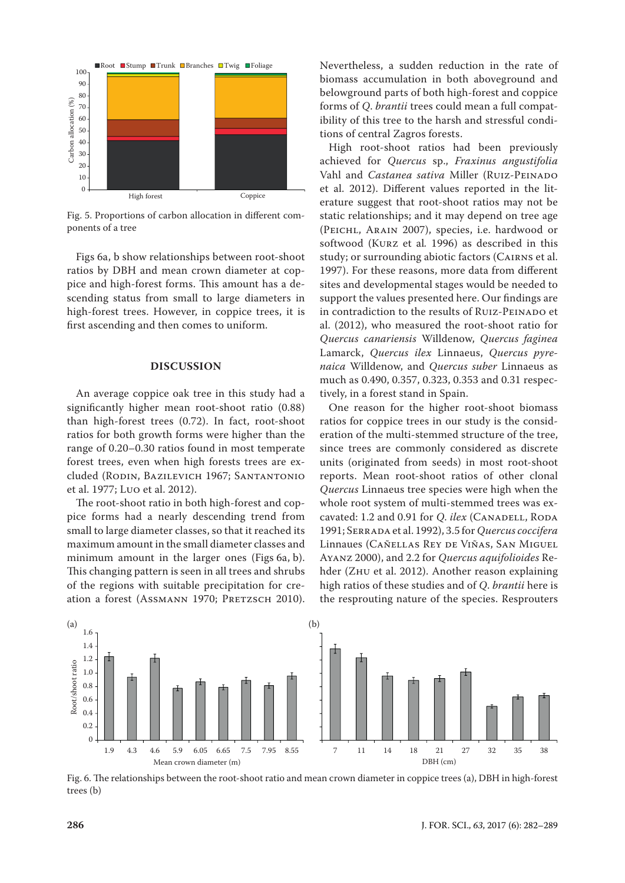Fig. 5. Proportions of carbon allocation in different components of a tree

Figs 6a, b show relationships between root-shoot ratios by DBH and mean crown diameter at coppice and high-forest forms. This amount has a descending status from small to large diameters in high-forest trees. However, in coppice trees, it is first ascending and then comes to uniform.

## DISCUSSION

An average coppice oak tree in this study had a significantly higher mean root-shoot ratio (0.88) than high-forest trees (0.72). In fact, root-shoot ratios for both growth forms were higher than the range of 0.20–0.30 ratios found in most temperate forest trees, even when high forests trees are excluded (Rodin, Bazilevich 1967; Santantonio et al. 1977; Luo et al. 2012).

The root-shoot ratio in both high-forest and coppice forms had a nearly descending trend from small to large diameter classes, so that it reached its maximum amount in the small diameter classes and minimum amount in the larger ones (Figs 6a, b). This changing pattern is seen in all trees and shrubs of the regions with suitable precipitation for creation a forest (Assmann 1970; Pretzsch 2010). Nevertheless, a sudden reduction in the rate of biomass accumulation in both aboveground and belowground parts of both high-forest and coppice forms of *Q. brantii* trees could mean a full compatibility of this tree to the harsh and stressful conditions of central Zagros forests.

High root-shoot ratios had been previously achieved for *Quercus* sp., *Fraxinus angustifolia* Vahl and *Castanea sativa* Miller (Ruiz-Peinado et al. 2012). Different values reported in the literature suggest that root-shoot ratios may not be static relationships; and it may depend on tree age (Peichl, Arain 2007), species, i.e. hardwood or softwood (Kurz et al*.* 1996) as described in this study; or surrounding abiotic factors (Cairns et al. 1997). For these reasons, more data from different sites and developmental stages would be needed to support the values presented here. Our findings are in contradiction to the results of Ruiz-Peinado et al. (2012), who measured the root-shoot ratio for *Quercus canariensis* Willdenow, *Quercus faginea* Lamarck, *Quercus ilex* Linnaeus, *Quercus pyrenaica* Willdenow, and *Quercus suber* Linnaeus as much as 0.490, 0.357, 0.323, 0.353 and 0.31 respectively, in a forest stand in Spain.

One reason for the higher root-shoot biomass ratios for coppice trees in our study is the consideration of the multi-stemmed structure of the tree, since trees are commonly considered as discrete units (originated from seeds) in most root-shoot reports. Mean root-shoot ratios of other clonal *Quercus* Linnaeus tree species were high when the whole root system of multi-stemmed trees was excavated: 1.2 and 0.91 for *Q. ilex* (Canadell, Roda 1991; Serrada et al. 1992), 3.5 for *Quercus coccifera* Linnaues (Cañellas Rey de Viñas, San Miguel Ayanz 2000), and 2.2 for *Quercus aquifolioides* Rehder (Zhu et al. 2012). Another reason explaining high ratios of these studies and of *Q. brantii* here is the resprouting nature of the species. Resprouters

Fig. 6. The relationships between the root-shoot ratio and mean crown diameter in coppice trees (a), DBH in high-forest trees (b)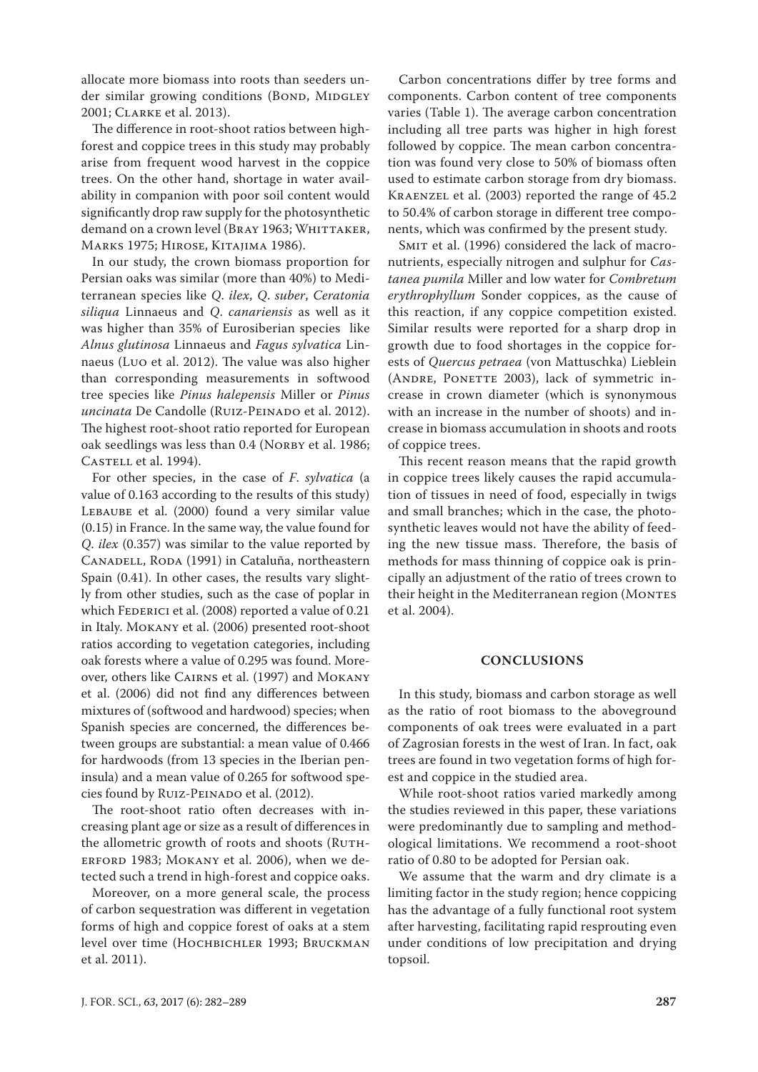allocate more biomass into roots than seeders under similar growing conditions (Bond, Midgley 2001; Clarke et al. 2013).

The difference in root-shoot ratios between high-forest and coppice trees in this study may probably arise from frequent wood harvest in the coppice trees. On the other hand, shortage in water availability in companion with poor soil content would significantly drop raw supply for the photosynthetic demand on a crown level (Bray 1963; Whittaker, Marks 1975; Hirose, Kitajima 1986).

In our study, the crown biomass proportion for Persian oaks was similar (more than 40%) to Mediterranean species like *Q. ilex*, *Q. suber*, *Ceratonia siliqua* Linnaeus and *Q. canariensis* as well as it was higher than 35% of Eurosiberian species like *Alnus glutinosa* Linnaeus and *Fagus sylvatica* Linnaeus (Luo et al. 2012). The value was also higher than corresponding measurements in softwood tree species like *Pinus halepensis* Miller or *Pinus uncinata* De Candolle (Ruiz-Peinado et al. 2012). The highest root-shoot ratio reported for European oak seedlings was less than 0.4 (Norby et al. 1986; Castell et al. 1994).

For other species, in the case of *F. sylvatica* (a value of 0.163 according to the results of this study) Lebaube et al. (2000) found a very similar value (0.15) in France. In the same way, the value found for *Q. ilex* (0.357) was similar to the value reported by Canadell, Roda (1991) in Cataluña, northeastern Spain (0.41). In other cases, the results vary slightly from other studies, such as the case of poplar in which Federici et al. (2008) reported a value of 0.21 in Italy. Mokany et al. (2006) presented root-shoot ratios according to vegetation categories, including oak forests where a value of 0.295 was found. Moreover, others like Cairns et al. (1997) and Mokany et al. (2006) did not find any differences between mixtures of (softwood and hardwood) species; when Spanish species are concerned, the differences between groups are substantial: a mean value of 0.466 for hardwoods (from 13 species in the Iberian peninsula) and a mean value of 0.265 for softwood species found by Ruiz-Peinado et al. (2012).

The root-shoot ratio often decreases with increasing plant age or size as a result of differences in the allometric growth of roots and shoots (Rutherford 1983; Mokany et al. 2006), when we detected such a trend in high-forest and coppice oaks.

Moreover, on a more general scale, the process of carbon sequestration was different in vegetation forms of high and coppice forest of oaks at a stem level over time (Hochbichler 1993; Bruckman et al. 2011).

Carbon concentrations differ by tree forms and components. Carbon content of tree components varies (Table 1). The average carbon concentration including all tree parts was higher in high forest followed by coppice. The mean carbon concentration was found very close to 50% of biomass often used to estimate carbon storage from dry biomass. Kraenzel et al. (2003) reported the range of 45.2 to 50.4% of carbon storage in different tree components, which was confirmed by the present study.

Smit et al. (1996) considered the lack of macronutrients, especially nitrogen and sulphur for *Castanea pumila* Miller and low water for *Combretum erythrophyllum* Sonder coppices, as the cause of this reaction, if any coppice competition existed. Similar results were reported for a sharp drop in growth due to food shortages in the coppice forests of *Quercus petraea* (von Mattuschka) Lieblein (Andre, Ponette 2003), lack of symmetric increase in crown diameter (which is synonymous with an increase in the number of shoots) and increase in biomass accumulation in shoots and roots of coppice trees.

This recent reason means that the rapid growth in coppice trees likely causes the rapid accumulation of tissues in need of food, especially in twigs and small branches; which in the case, the photosynthetic leaves would not have the ability of feeding the new tissue mass. Therefore, the basis of methods for mass thinning of coppice oak is principally an adjustment of the ratio of trees crown to their height in the Mediterranean region (Montes et al. 2004).

## CONCLUSIONS

In this study, biomass and carbon storage as well as the ratio of root biomass to the aboveground components of oak trees were evaluated in a part of Zagrosian forests in the west of Iran. In fact, oak trees are found in two vegetation forms of high forest and coppice in the studied area.

While root-shoot ratios varied markedly among the studies reviewed in this paper, these variations were predominantly due to sampling and methodological limitations. We recommend a root-shoot ratio of 0.80 to be adopted for Persian oak.

We assume that the warm and dry climate is a limiting factor in the study region; hence coppicing has the advantage of a fully functional root system after harvesting, facilitating rapid resprouting even under conditions of low precipitation and drying topsoil.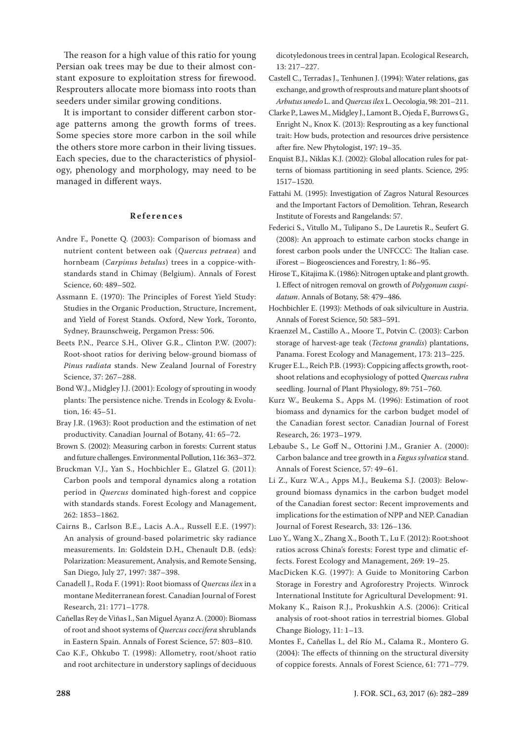The reason for a high value of this ratio for young Persian oak trees may be due to their almost constant exposure to exploitation stress for firewood. Resprouters allocate more biomass into roots than seeders under similar growing conditions.

It is important to consider different carbon storage patterns among the growth forms of trees. Some species store more carbon in the soil while the others store more carbon in their living tissues. Each species, due to the characteristics of physiology, phenology and morphology, may need to be managed in different ways.

## References

Andre F., Ponette Q. (2003): Comparison of biomass and nutrient content between oak (*Quercus petraea*) and hornbeam (*Carpinus betulus*) trees in a coppice-with-standards stand in Chimay (Belgium). Annals of Forest Science, 60: 489–502.

Assmann E. (1970): The Principles of Forest Yield Study: Studies in the Organic Production, Structure, Increment, and Yield of Forest Stands. Oxford, New York, Toronto, Sydney, Braunschweig, Pergamon Press: 506.

Beets P.N., Pearce S.H., Oliver G.R., Clinton P.W. (2007): Root-shoot ratios for deriving below-ground biomass of *Pinus radiata* stands. New Zealand Journal of Forestry Science, 37: 267–288.

Bond W.J., Midgley J.J. (2001): Ecology of sprouting in woody plants: The persistence niche. Trends in Ecology & Evolution, 16: 45–51.

Bray J.R. (1963): Root production and the estimation of net productivity. Canadian Journal of Botany, 41: 65–72.

Brown S. (2002): Measuring carbon in forests: Current status and future challenges. Environmental Pollution, 116: 363–372.

Bruckman V.J., Yan S., Hochbichler E., Glatzel G. (2011): Carbon pools and temporal dynamics along a rotation period in *Quercus* dominated high-forest and coppice with standards stands. Forest Ecology and Management, 262: 1853–1862.

Cairns B., Carlson B.E., Lacis A.A., Russell E.E. (1997): An analysis of ground-based polarimetric sky radiance measurements. In: Goldstein D.H., Chenault D.B. (eds): Polarization: Measurement, Analysis, and Remote Sensing, San Diego, July 27, 1997: 387–398.

Canadell J., Roda F. (1991): Root biomass of *Quercus ilex* in a montane Mediterranean forest. Canadian Journal of Forest Research, 21: 1771–1778.

Cañellas Rey de Viñas I., San Miguel Ayanz A. (2000): Biomass of root and shoot systems of *Quercus coccifera* shrublands in Eastern Spain. Annals of Forest Science, 57: 803–810.

Cao K.F., Ohkubo T. (1998): Allometry, root/shoot ratio and root architecture in understory saplings of deciduous dicotyledonous trees in central Japan. Ecological Research, 13: 217–227.

Castell C., Terradas J., Tenhunen J. (1994): Water relations, gas exchange, and growth of resprouts and mature plant shoots of *Arbutus unedo* L. and *Quercus ilex* L. Oecologia, 98: 201–211.

Clarke P., Lawes M., Midgley J., Lamont B., Ojeda F., Burrows G., Enright N., Knox K. (2013): Resprouting as a key functional trait: How buds, protection and resources drive persistence after fire. New Phytologist, 197: 19–35.

Enquist B.J., Niklas K.J. (2002): Global allocation rules for patterns of biomass partitioning in seed plants. Science, 295: 1517–1520.

Fattahi M. (1995): Investigation of Zagros Natural Resources and the Important Factors of Demolition. Tehran, Research Institute of Forests and Rangelands: 57.

Federici S., Vitullo M., Tulipano S., De Lauretis R., Seufert G. (2008): An approach to estimate carbon stocks change in forest carbon pools under the UNFCCC: The Italian case. iForest – Biogeosciences and Forestry, 1: 86–95.

Hirose T., Kitajima K. (1986): Nitrogen uptake and plant growth. I. Effect of nitrogen removal on growth of *Polygonum cuspidatum*. Annals of Botany, 58: 479–486.

Hochbichler E. (1993): Methods of oak silviculture in Austria. Annals of Forest Science, 50: 583–591.

Kraenzel M., Castillo A., Moore T., Potvin C. (2003): Carbon storage of harvest-age teak (*Tectona grandis*) plantations, Panama. Forest Ecology and Management, 173: 213–225.

Kruger E.L., Reich P.B. (1993): Coppicing affects growth, root-shoot relations and ecophysiology of potted *Quercus rubra* seedling. Journal of Plant Physiology, 89: 751–760.

Kurz W., Beukema S., Apps M. (1996): Estimation of root biomass and dynamics for the carbon budget model of the Canadian forest sector. Canadian Journal of Forest Research, 26: 1973–1979.

Lebaube S., Le Goff N., Ottorini J.M., Granier A. (2000): Carbon balance and tree growth in a *Fagus sylvatica* stand. Annals of Forest Science, 57: 49–61.

Li Z., Kurz W.A., Apps M.J., Beukema S.J. (2003): Belowground biomass dynamics in the carbon budget model of the Canadian forest sector: Recent improvements and implications for the estimation of NPP and NEP. Canadian Journal of Forest Research, 33: 126–136.

Luo Y., Wang X., Zhang X., Booth T., Lu F. (2012): Root:shoot ratios across China's forests: Forest type and climatic effects. Forest Ecology and Management, 269: 19–25.

MacDicken K.G. (1997): A Guide to Monitoring Carbon Storage in Forestry and Agroforestry Projects. Winrock International Institute for Agricultural Development: 91.

Mokany K., Raison R.J., Prokushkin A.S. (2006): Critical analysis of root-shoot ratios in terrestrial biomes. Global Change Biology, 11: 1–13.

Montes F., Cañellas I., del Río M., Calama R., Montero G. (2004): The effects of thinning on the structural diversity of coppice forests. Annals of Forest Science, 61: 771–779.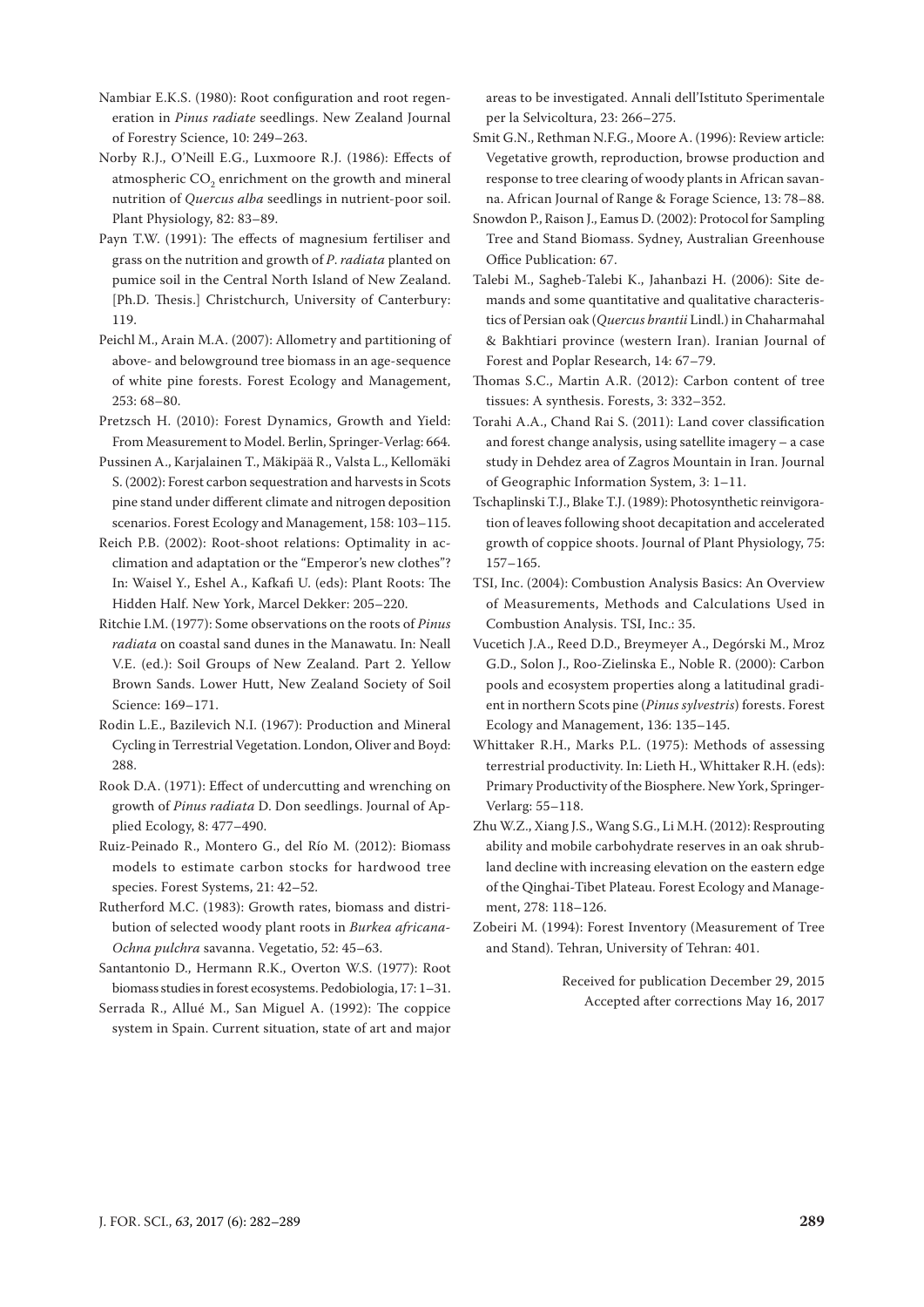Nambiar E.K.S. (1980): Root configuration and root regeneration in *Pinus radiate* seedlings. New Zealand Journal of Forestry Science, 10: 249–263.

Norby R.J., O'Neill E.G., Luxmoore R.J. (1986): Effects of atmospheric $CO_2$ enrichment on the growth and mineral nutrition of *Quercus alba* seedlings in nutrient-poor soil. Plant Physiology, 82: 83–89.

Payn T.W. (1991): The effects of magnesium fertiliser and grass on the nutrition and growth of *P. radiata* planted on pumice soil in the Central North Island of New Zealand. [Ph.D. Thesis.] Christchurch, University of Canterbury: 119.

Peichl M., Arain M.A. (2007): Allometry and partitioning of above- and belowground tree biomass in an age-sequence of white pine forests. Forest Ecology and Management, 253: 68–80.

Pretzsch H. (2010): Forest Dynamics, Growth and Yield: From Measurement to Model. Berlin, Springer-Verlag: 664.

Pussinen A., Karjalainen T., Mäkipää R., Valsta L., Kellomäki S. (2002): Forest carbon sequestration and harvests in Scots pine stand under different climate and nitrogen deposition scenarios. Forest Ecology and Management, 158: 103–115.

Reich P.B. (2002): Root-shoot relations: Optimality in acclimation and adaptation or the "Emperor's new clothes"? In: Waisel Y., Eshel A., Kafkafi U. (eds): Plant Roots: The Hidden Half. New York, Marcel Dekker: 205–220.

Ritchie I.M. (1977): Some observations on the roots of *Pinus radiata* on coastal sand dunes in the Manawatu. In: Neall V.E. (ed.): Soil Groups of New Zealand. Part 2. Yellow Brown Sands. Lower Hutt, New Zealand Society of Soil Science: 169–171.

Rodin L.E., Bazilevich N.I. (1967): Production and Mineral Cycling in Terrestrial Vegetation. London, Oliver and Boyd: 288.

Rook D.A. (1971): Effect of undercutting and wrenching on growth of *Pinus radiata* D. Don seedlings. Journal of Applied Ecology, 8: 477–490.

Ruiz-Peinado R., Montero G., del Río M. (2012): Biomass models to estimate carbon stocks for hardwood tree species. Forest Systems, 21: 42–52.

Rutherford M.C. (1983): Growth rates, biomass and distribution of selected woody plant roots in *Burkea africana-Ochna pulchra* savanna. Vegetatio, 52: 45–63.

Santantonio D., Hermann R.K., Overton W.S. (1977): Root biomass studies in forest ecosystems. Pedobiologia, 17: 1–31.

Serrada R., Allué M., San Miguel A. (1992): The coppice system in Spain. Current situation, state of art and major areas to be investigated. Annali dell'Istituto Sperimentale per la Selvicoltura, 23: 266–275.

Smit G.N., Rethman N.F.G., Moore A. (1996): Review article: Vegetative growth, reproduction, browse production and response to tree clearing of woody plants in African savanna. African Journal of Range & Forage Science, 13: 78–88.

Snowdon P., Raison J., Eamus D. (2002): Protocol for Sampling Tree and Stand Biomass. Sydney, Australian Greenhouse Office Publication: 67.

Talebi M., Sagheb-Talebi K., Jahanbazi H. (2006): Site demands and some quantitative and qualitative characteristics of Persian oak (*Quercus brantii* Lindl.) in Chaharmahal & Bakhtiari province (western Iran). Iranian Journal of Forest and Poplar Research, 14: 67–79.

Thomas S.C., Martin A.R. (2012): Carbon content of tree tissues: A synthesis. Forests, 3: 332–352.

Torahi A.A., Chand Rai S. (2011): Land cover classification and forest change analysis, using satellite imagery – a case study in Dehdez area of Zagros Mountain in Iran. Journal of Geographic Information System, 3: 1–11.

Tschaplinski T.J., Blake T.J. (1989): Photosynthetic reinvigoration of leaves following shoot decapitation and accelerated growth of coppice shoots. Journal of Plant Physiology, 75: 157–165.

TSI, Inc. (2004): Combustion Analysis Basics: An Overview of Measurements, Methods and Calculations Used in Combustion Analysis. TSI, Inc.: 35.

Vucetich J.A., Reed D.D., Breymeyer A., Degórski M., Mroz G.D., Solon J., Roo-Zielinska E., Noble R. (2000): Carbon pools and ecosystem properties along a latitudinal gradient in northern Scots pine (*Pinus sylvestris*) forests. Forest Ecology and Management, 136: 135–145.

Whittaker R.H., Marks P.L. (1975): Methods of assessing terrestrial productivity. In: Lieth H., Whittaker R.H. (eds): Primary Productivity of the Biosphere. New York, Springer-Verlarg: 55–118.

Zhu W.Z., Xiang J.S., Wang S.G., Li M.H. (2012): Resprouting ability and mobile carbohydrate reserves in an oak shrubland decline with increasing elevation on the eastern edge of the Qinghai-Tibet Plateau. Forest Ecology and Management, 278: 118–126.

Zobeiri M. (1994): Forest Inventory (Measurement of Tree and Stand). Tehran, University of Tehran: 401.

Received for publication December 29, 2015
Accepted after corrections May 16, 2017